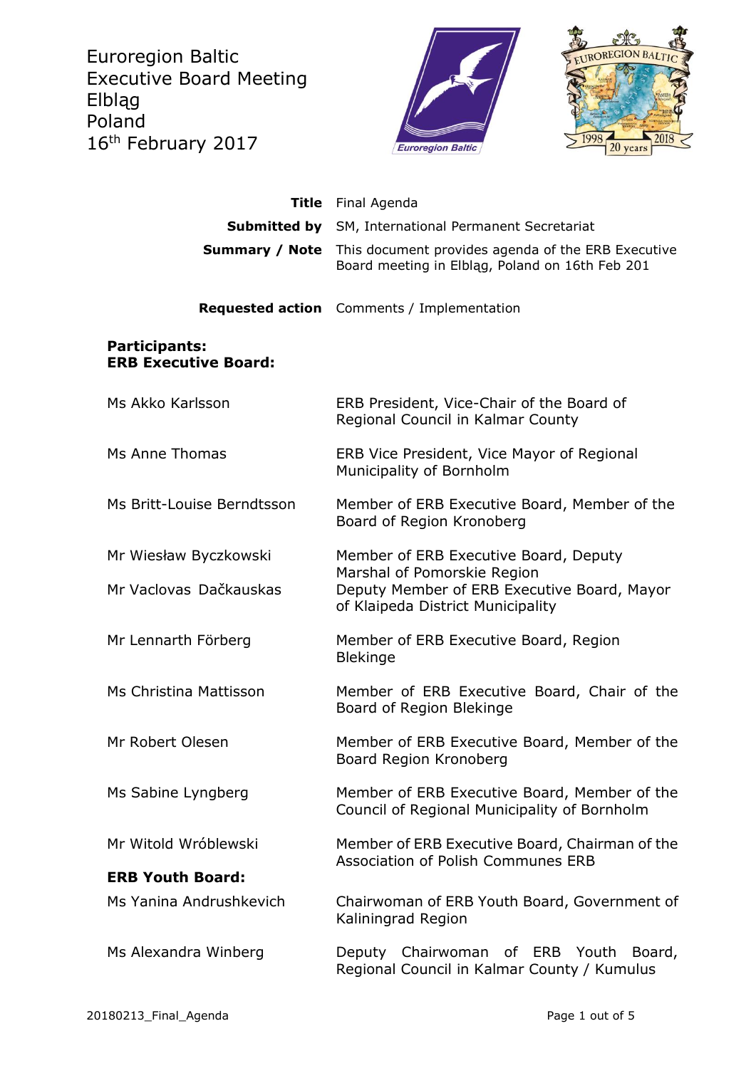Euroregion Baltic
Executive Board Meeting
Elbląg
Poland
16th February 2017

| | |
|---|---|
| **Title** | Final Agenda |
| **Submitted by** | SM, International Permanent Secretariat |
| **Summary / Note** | This document provides agenda of the ERB Executive Board meeting in Elbląg, Poland on 16th Feb 201 |
| **Requested action** | Comments / Implementation |

**Participants:**
**ERB Executive Board:**

| | |
|---|---|
| Ms Akko Karlsson | ERB President, Vice-Chair of the Board of Regional Council in Kalmar County |
| Ms Anne Thomas | ERB Vice President, Vice Mayor of Regional Municipality of Bornholm |
| Ms Britt-Louise Berndtsson | Member of ERB Executive Board, Member of the Board of Region Kronoberg |
| Mr Wiesław Byczkowski | Member of ERB Executive Board, Deputy Marshal of Pomorskie Region |
| Mr Vaclovas Dačkauskas | Deputy Member of ERB Executive Board, Mayor of Klaipeda District Municipality |
| Mr Lennarth Förberg | Member of ERB Executive Board, Region Blekinge |
| Ms Christina Mattisson | Member of ERB Executive Board, Chair of the Board of Region Blekinge |
| Mr Robert Olesen | Member of ERB Executive Board, Member of the Board Region Kronoberg |
| Ms Sabine Lyngberg | Member of ERB Executive Board, Member of the Council of Regional Municipality of Bornholm |
| Mr Witold Wróblewski | Member of ERB Executive Board, Chairman of the Association of Polish Communes ERB |

**ERB Youth Board:**

| | |
|---|---|
| Ms Yanina Andrushkevich | Chairwoman of ERB Youth Board, Government of Kaliningrad Region |
| Ms Alexandra Winberg | Deputy Chairwoman of ERB Youth Board, Regional Council in Kalmar County / Kumulus |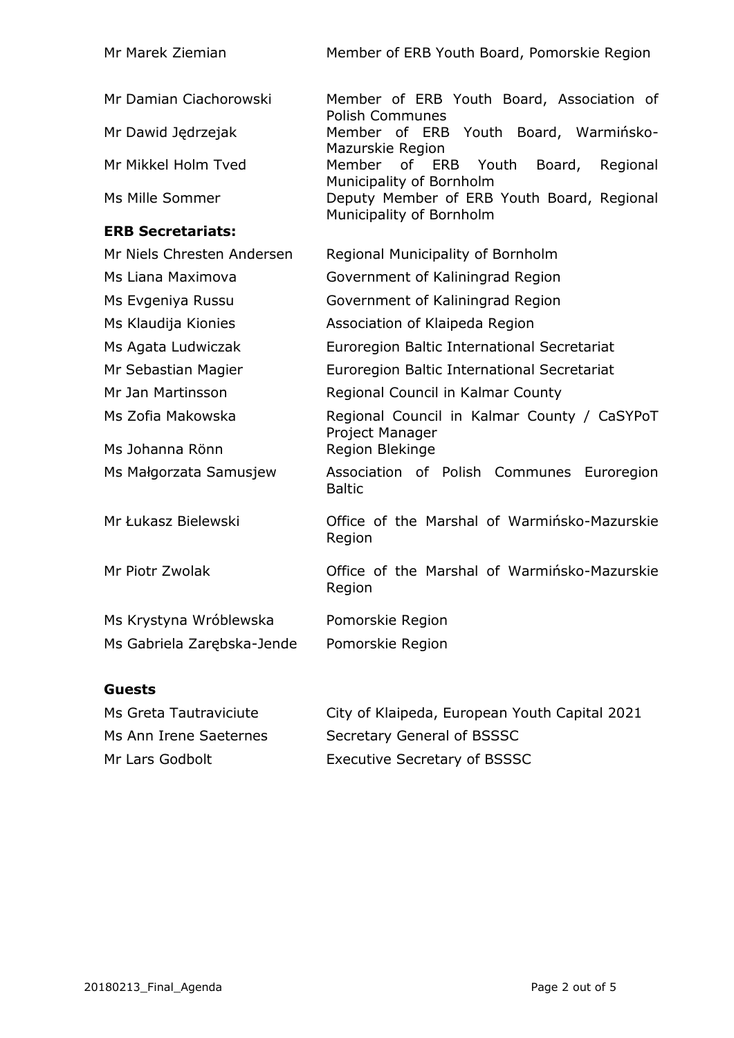| | |
|---|---|
| Mr Marek Ziemian | Member of ERB Youth Board, Pomorskie Region |
| Mr Damian Ciachorowski | Member of ERB Youth Board, Association of Polish Communes |
| Mr Dawid Jędrzejak | Member of ERB Youth Board, Warmińsko-Mazurskie Region |
| Mr Mikkel Holm Tved | Member of ERB Youth Board, Regional Municipality of Bornholm |
| Ms Mille Sommer | Deputy Member of ERB Youth Board, Regional Municipality of Bornholm |

**ERB Secretariats:**

| | |
|---|---|
| Mr Niels Chresten Andersen | Regional Municipality of Bornholm |
| Ms Liana Maximova | Government of Kaliningrad Region |
| Ms Evgeniya Russu | Government of Kaliningrad Region |
| Ms Klaudija Kionies | Association of Klaipeda Region |
| Ms Agata Ludwiczak | Euroregion Baltic International Secretariat |
| Mr Sebastian Magier | Euroregion Baltic International Secretariat |
| Mr Jan Martinsson | Regional Council in Kalmar County |
| Ms Zofia Makowska | Regional Council in Kalmar County / CaSYPoT Project Manager |
| Ms Johanna Rönn | Region Blekinge |
| Ms Małgorzata Samusjew | Association of Polish Communes Euroregion Baltic |
| Mr Łukasz Bielewski | Office of the Marshal of Warmińsko-Mazurskie Region |
| Mr Piotr Zwolak | Office of the Marshal of Warmińsko-Mazurskie Region |
| Ms Krystyna Wróblewska | Pomorskie Region |
| Ms Gabriela Zarębska-Jende | Pomorskie Region |

**Guests**

| | |
|---|---|
| Ms Greta Tautraviciute | City of Klaipeda, European Youth Capital 2021 |
| Ms Ann Irene Saeternes | Secretary General of BSSSC |
| Mr Lars Godbolt | Executive Secretary of BSSSC |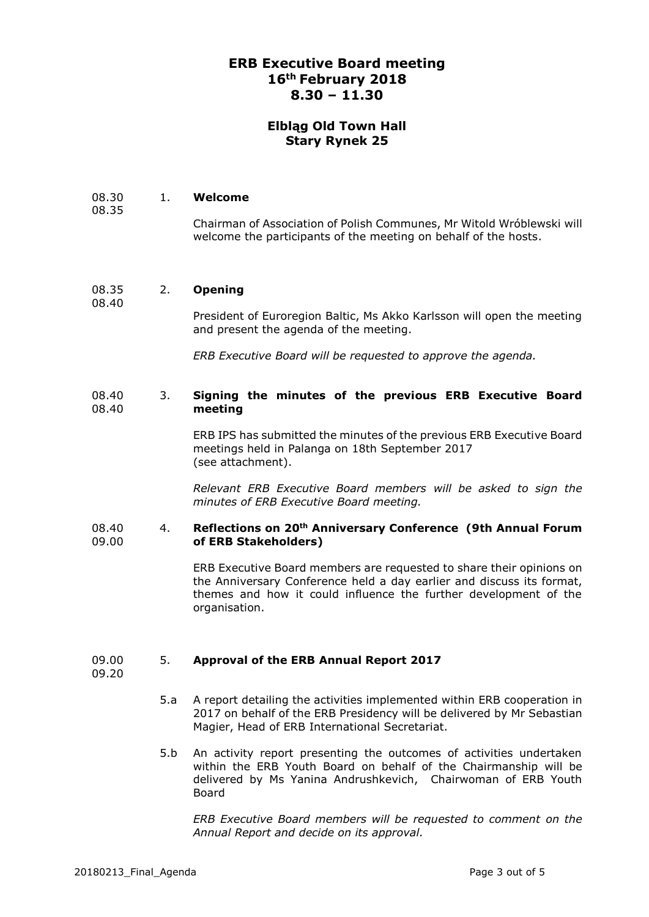# ERB Executive Board meeting
# 16th February 2018
# 8.30 – 11.30

## Elbląg Old Town Hall
## Stary Rynek 25

08.30
08.35

1. **Welcome**

Chairman of Association of Polish Communes, Mr Witold Wróblewski will welcome the participants of the meeting on behalf of the hosts.

08.35
08.40

2. **Opening**

President of Euroregion Baltic, Ms Akko Karlsson will open the meeting and present the agenda of the meeting.

*ERB Executive Board will be requested to approve the agenda.*

08.40
08.40

3. **Signing the minutes of the previous ERB Executive Board meeting**

ERB IPS has submitted the minutes of the previous ERB Executive Board meetings held in Palanga on 18th September 2017 (see attachment).

*Relevant ERB Executive Board members will be asked to sign the minutes of ERB Executive Board meeting.*

08.40
09.00

4. **Reflections on 20th Anniversary Conference (9th Annual Forum of ERB Stakeholders)**

ERB Executive Board members are requested to share their opinions on the Anniversary Conference held a day earlier and discuss its format, themes and how it could influence the further development of the organisation.

09.00
09.20

5. **Approval of the ERB Annual Report 2017**

5.a A report detailing the activities implemented within ERB cooperation in 2017 on behalf of the ERB Presidency will be delivered by Mr Sebastian Magier, Head of ERB International Secretariat.

5.b An activity report presenting the outcomes of activities undertaken within the ERB Youth Board on behalf of the Chairmanship will be delivered by Ms Yanina Andrushkevich, Chairwoman of ERB Youth Board

*ERB Executive Board members will be requested to comment on the Annual Report and decide on its approval.*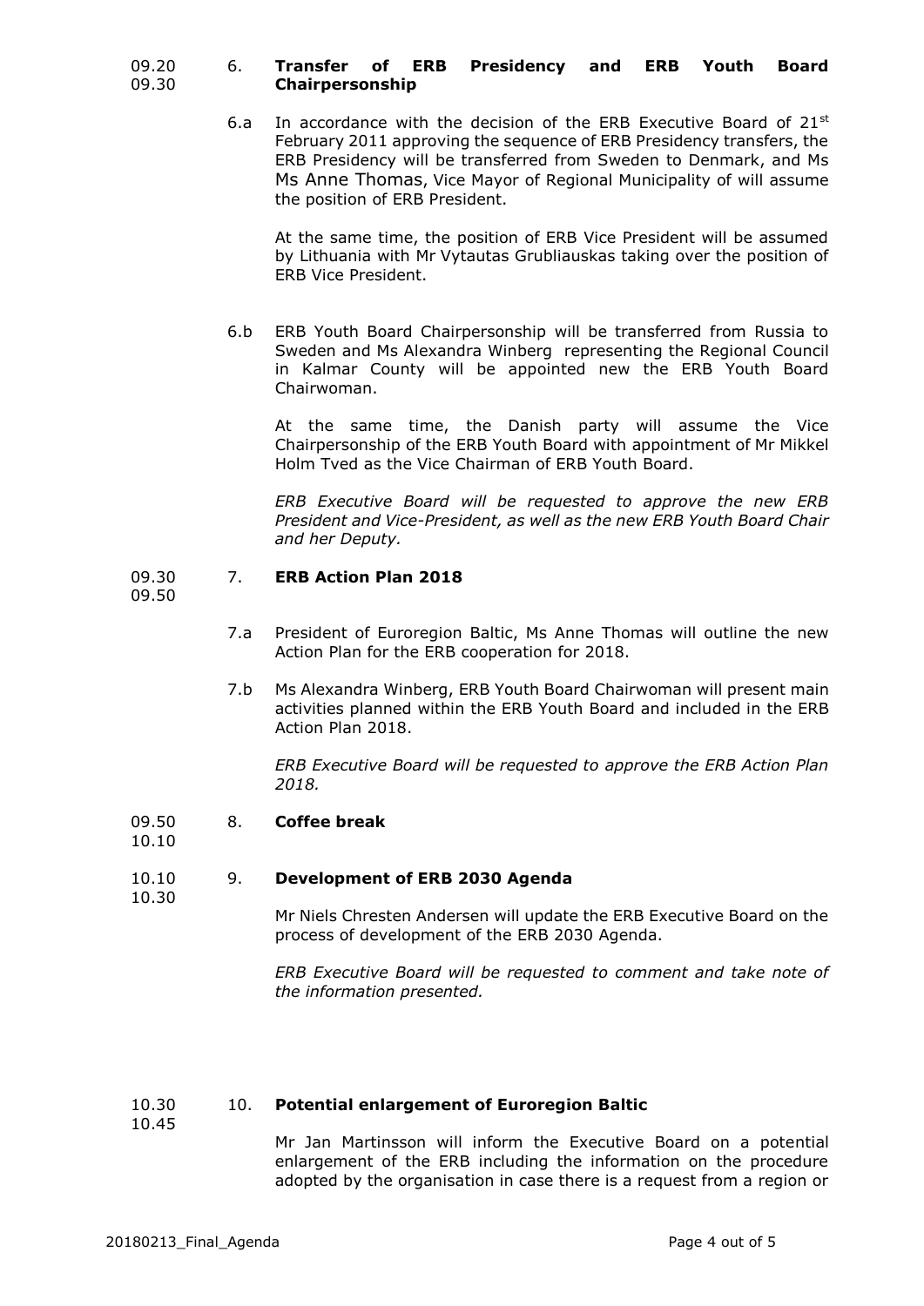09.20
09.30

## 6. **Transfer of ERB Presidency and ERB Youth Board Chairpersonship**

6.a In accordance with the decision of the ERB Executive Board of 21st February 2011 approving the sequence of ERB Presidency transfers, the ERB Presidency will be transferred from Sweden to Denmark, and Ms Ms Anne Thomas, Vice Mayor of Regional Municipality of will assume the position of ERB President.

At the same time, the position of ERB Vice President will be assumed by Lithuania with Mr Vytautas Grubliauskas taking over the position of ERB Vice President.

6.b ERB Youth Board Chairpersonship will be transferred from Russia to Sweden and Ms Alexandra Winberg representing the Regional Council in Kalmar County will be appointed new the ERB Youth Board Chairwoman.

At the same time, the Danish party will assume the Vice Chairpersonship of the ERB Youth Board with appointment of Mr Mikkel Holm Tved as the Vice Chairman of ERB Youth Board.

*ERB Executive Board will be requested to approve the new ERB President and Vice-President, as well as the new ERB Youth Board Chair and her Deputy.*

09.30
09.50

## 7. **ERB Action Plan 2018**

7.a President of Euroregion Baltic, Ms Anne Thomas will outline the new Action Plan for the ERB cooperation for 2018.

7.b Ms Alexandra Winberg, ERB Youth Board Chairwoman will present main activities planned within the ERB Youth Board and included in the ERB Action Plan 2018.

*ERB Executive Board will be requested to approve the ERB Action Plan 2018.*

09.50
10.10

## 8. **Coffee break**

10.10
10.30

## 9. **Development of ERB 2030 Agenda**

Mr Niels Chresten Andersen will update the ERB Executive Board on the process of development of the ERB 2030 Agenda.

*ERB Executive Board will be requested to comment and take note of the information presented.*

10.30
10.45

## 10. **Potential enlargement of Euroregion Baltic**

Mr Jan Martinsson will inform the Executive Board on a potential enlargement of the ERB including the information on the procedure adopted by the organisation in case there is a request from a region or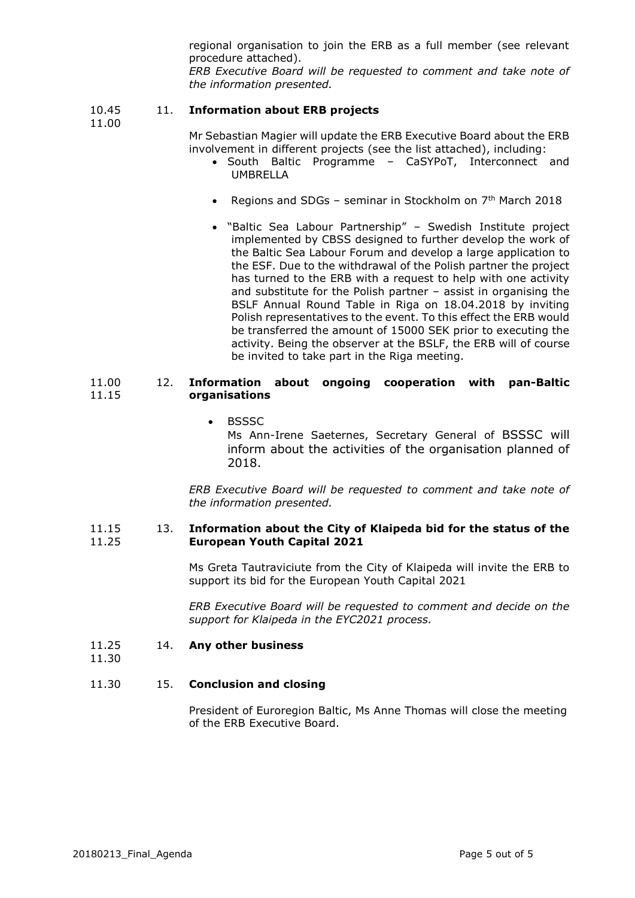regional organisation to join the ERB as a full member (see relevant procedure attached).

*ERB Executive Board will be requested to comment and take note of the information presented.*

10.45 – 11.00 **11. Information about ERB projects**

Mr Sebastian Magier will update the ERB Executive Board about the ERB involvement in different projects (see the list attached), including:

- South Baltic Programme – CaSYPoT, Interconnect and UMBRELLA
- Regions and SDGs – seminar in Stockholm on 7th March 2018
- "Baltic Sea Labour Partnership" – Swedish Institute project implemented by CBSS designed to further develop the work of the Baltic Sea Labour Forum and develop a large application to the ESF. Due to the withdrawal of the Polish partner the project has turned to the ERB with a request to help with one activity and substitute for the Polish partner – assist in organising the BSLF Annual Round Table in Riga on 18.04.2018 by inviting Polish representatives to the event. To this effect the ERB would be transferred the amount of 15000 SEK prior to executing the activity. Being the observer at the BSLF, the ERB will of course be invited to take part in the Riga meeting.

11.00 – 11.15 **12. Information about ongoing cooperation with pan-Baltic organisations**

- BSSSC
  Ms Ann-Irene Saeternes, Secretary General of BSSSC will inform about the activities of the organisation planned of 2018.

*ERB Executive Board will be requested to comment and take note of the information presented.*

11.15 – 11.25 **13. Information about the City of Klaipeda bid for the status of the European Youth Capital 2021**

Ms Greta Tautraviciute from the City of Klaipeda will invite the ERB to support its bid for the European Youth Capital 2021

*ERB Executive Board will be requested to comment and decide on the support for Klaipeda in the EYC2021 process.*

11.25 – 11.30 **14. Any other business**

11.30 **15. Conclusion and closing**

President of Euroregion Baltic, Ms Anne Thomas will close the meeting of the ERB Executive Board.